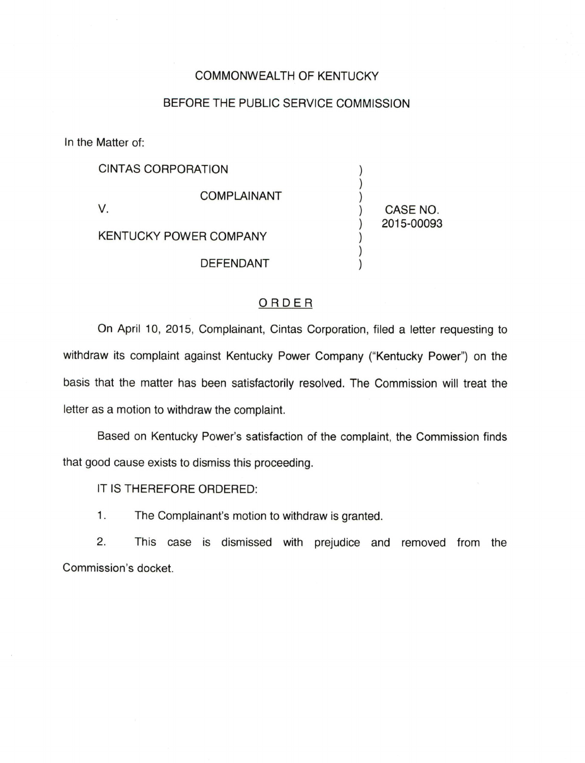COMMONWEALTH OF KENTUCKY

BEFORE THE PUBLIC SERVICE COMMISSION

In the Matter of:

| | | |
|---|---|---|
| CINTAS CORPORATION | ) | |
| COMPLAINANT | ) | |
| V. | ) | CASE NO. 2015-00093 |
| KENTUCKY POWER COMPANY | ) | |
| DEFENDANT | ) | |

## ORDER

On April 10, 2015, Complainant, Cintas Corporation, filed a letter requesting to withdraw its complaint against Kentucky Power Company ("Kentucky Power") on the basis that the matter has been satisfactorily resolved. The Commission will treat the letter as a motion to withdraw the complaint.

Based on Kentucky Power's satisfaction of the complaint, the Commission finds that good cause exists to dismiss this proceeding.

IT IS THEREFORE ORDERED:

1. The Complainant's motion to withdraw is granted.

2. This case is dismissed with prejudice and removed from the Commission's docket.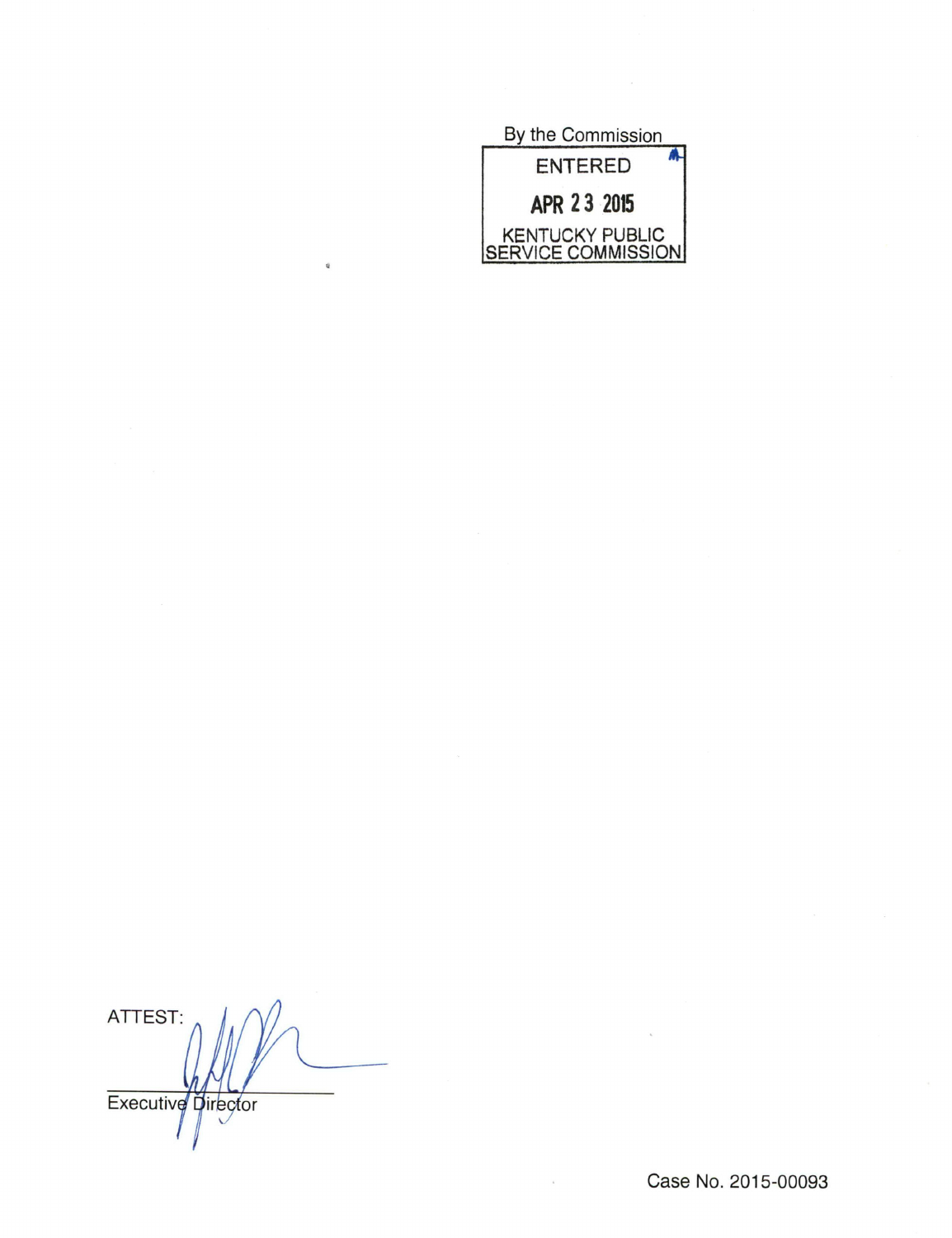By the Commission

ENTERED

APR 23 2015

KENTUCKY PUBLIC SERVICE COMMISSION

ATTEST:

Executive Director

Case No. 2015-00093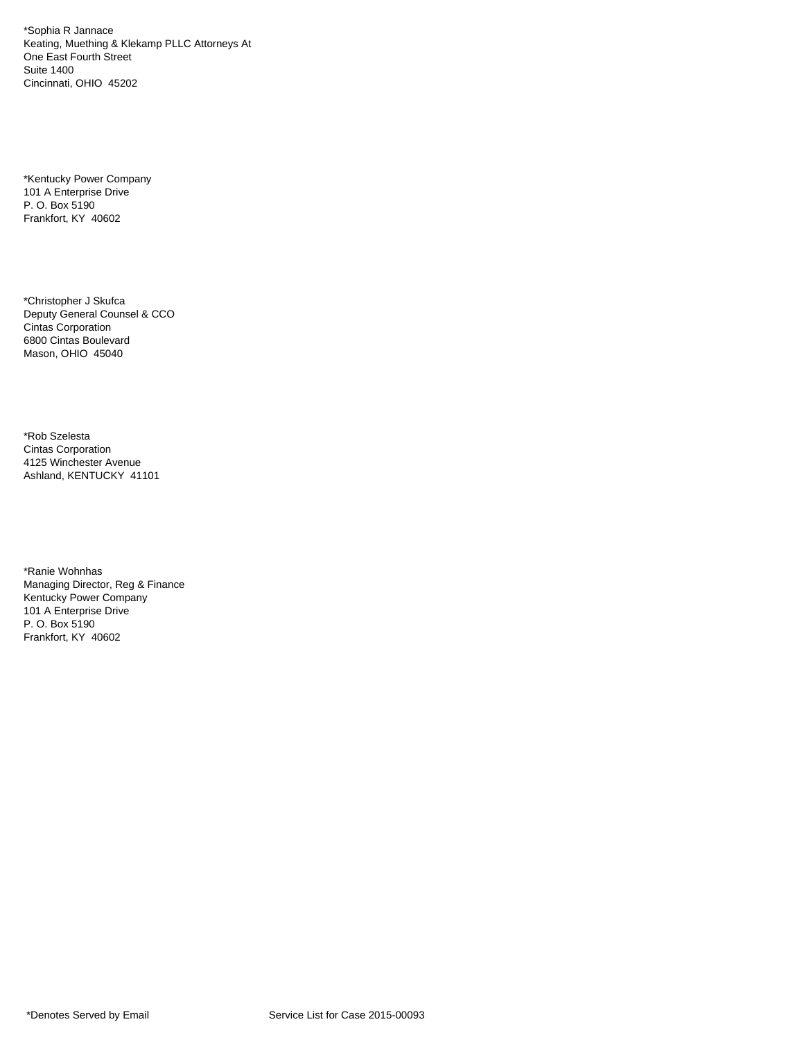*Sophia R Jannace
Keating, Muething & Klekamp PLLC Attorneys At
One East Fourth Street
Suite 1400
Cincinnati, OHIO 45202

*Kentucky Power Company
101 A Enterprise Drive
P. O. Box 5190
Frankfort, KY 40602

*Christopher J Skufca
Deputy General Counsel & CCO
Cintas Corporation
6800 Cintas Boulevard
Mason, OHIO 45040

*Rob Szelesta
Cintas Corporation
4125 Winchester Avenue
Ashland, KENTUCKY 41101

*Ranie Wohnhas
Managing Director, Reg & Finance
Kentucky Power Company
101 A Enterprise Drive
P. O. Box 5190
Frankfort, KY 40602

*Denotes Served by Email

Service List for Case 2015-00093